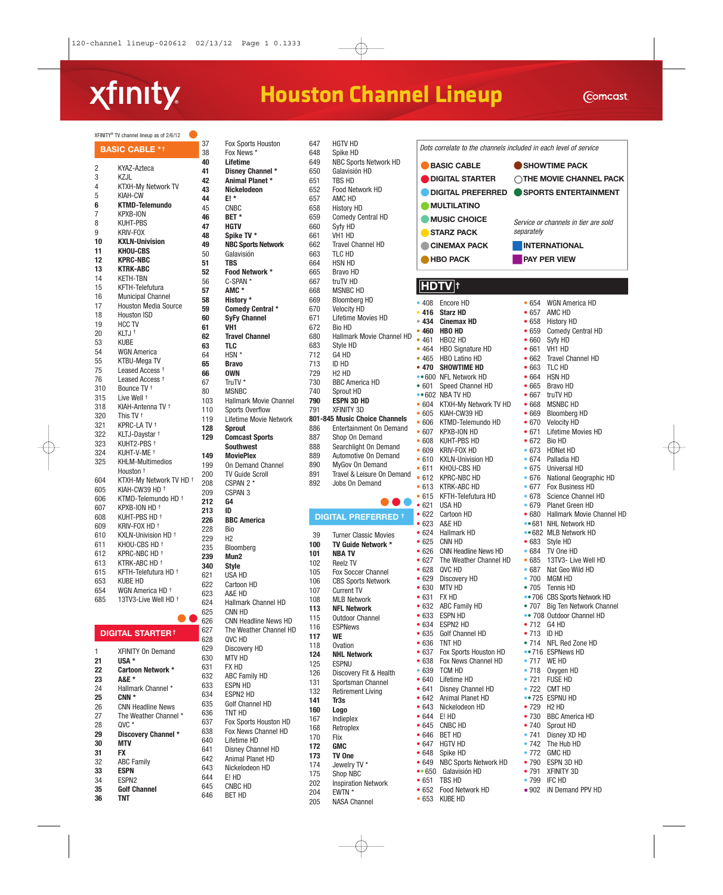# xfinity — Houston Channel Lineup — Comcast

XFINITY® TV channel lineup as of 2/6/12

## BASIC CABLE *†

2 KYAZ-Azteca
3 KZJL
4 KTXH-My Network TV
5 KIAH-CW
**6 KTMD-Telemundo**
7 KPXB-ION
8 KUHT-PBS
9 KRIV-FOX
**10 KXLN-Univision**
**11 KHOU-CBS**
**12 KPRC-NBC**
**13 KTRK-ABC**
14 KETH-TBN
15 KFTH-Telefutura
16 Municipal Channel
17 Houston Media Source
18 Houston ISD
19 HCC TV
20 KLTJ †
53 KUBE
54 WGN America
55 KTBU-Mega TV
75 Leased Access †
76 Leased Access †
310 Bounce TV †
315 Live Well †
318 KIAH-Antenna TV †
320 This TV †
321 KPRC-LA TV †
322 KLTJ-Daystar †
323 KUHT2-PBS †
324 KUHT-V-ME †
325 KHLM-Multimedios Houston †
604 KTXH-My Network TV HD †
605 KIAH-CW39 HD †
606 KTMD-Telemundo HD †
607 KPXB-ION HD †
608 KUHT-PBS HD †
609 KRIV-FOX HD †
610 KXLN-Univision HD †
611 KHOU-CBS HD †
612 KPRC-NBC HD †
613 KTRK-ABC HD †
615 KFTH-Telefutura HD †
653 KUBE HD
654 WGN America HD †
685 13TV3-Live Well HD †

## DIGITAL STARTER †

1 XFINITY On Demand
**21 USA ***
**22 Cartoon Network ***
**23 A&E ***
24 Hallmark Channel *
**25 CNN ***
26 CNN Headline News
27 The Weather Channel *
28 QVC *
**29 Discovery Channel ***
**30 MTV**
**31 FX**
32 ABC Family
**33 ESPN**
34 ESPN2
**35 Golf Channel**
**36 TNT**
37 Fox Sports Houston
38 Fox News *
**40 Lifetime**
**41 Disney Channel ***
**42 Animal Planet ***
**43 Nickelodeon**
**44 E! ***
45 CNBC
**46 BET ***
**47 HGTV**
**48 Spike TV ***
**49 NBC Sports Network**
50 Galavisión
**51 TBS**
**52 Food Network ***
56 C-SPAN *
**57 AMC ***
**58 History ***
**59 Comedy Central ***
**60 SyFy Channel**
**61 VH1**
**62 Travel Channel**
**63 TLC**
64 HSN *
**65 Bravo**
**66 OWN**
67 TruTV *
80 MSNBC
103 Hallmark Movie Channel
110 Sports Overflow
119 Lifetime Movie Network
**128 Sprout**
**129 Comcast Sports Southwest**
**149 MoviePlex**
199 On Demand Channel
200 TV Guide Scroll
208 CSPAN 2 *
209 CSPAN 3
**212 G4**
**213 ID**
**226 BBC America**
228 Bio
229 H2
235 Bloomberg
**239 Mun2**
**340 Style**
621 USA HD
622 Cartoon HD
623 A&E HD
624 Hallmark Channel HD
625 CNN HD
626 CNN Headline News HD
627 The Weather Channel HD
628 QVC HD
629 Discovery HD
630 MTV HD
631 FX HD
632 ABC Family HD
633 ESPN HD
634 ESPN2 HD
635 Golf Channel HD
636 TNT HD
637 Fox Sports Houston HD
638 Fox News Channel HD
640 Lifetime HD
641 Disney Channel HD
642 Animal Planet HD
643 Nickelodeon HD
644 E! HD
645 CNBC HD
646 BET HD
647 HGTV HD
648 Spike HD
649 NBC Sports Network HD
650 Galavisión HD
651 TBS HD
652 Food Network HD
657 AMC HD
658 History HD
659 Comedy Central HD
660 Syfy HD
661 VH1 HD
662 Travel Channel HD
663 TLC HD
664 HSN HD
665 Bravo HD
667 truTV HD
668 MSNBC HD
669 Bloomberg HD
670 Velocity HD
671 Lifetime Movies HD
672 Bio HD
680 Hallmark Movie Channel HD
683 Style HD
712 G4 HD
713 ID HD
729 H2 HD
730 BBC America HD
740 Sprout HD
**790 ESPN 3D HD**
791 XFINITY 3D
**801-845 Music Choice Channels**
886 Entertainment On Demand
887 Shop On Demand
888 Searchlight On Demand
889 Automotive On Demand
890 MyGov On Demand
891 Travel & Leisure On Demand
892 Jobs On Demand

## DIGITAL PREFERRED †

39 Turner Classic Movies
**100 TV Guide Network ***
**101 NBA TV**
102 Reelz TV
105 Fox Soccer Channel
106 CBS Sports Network
107 Current TV
108 MLB Network
**113 NFL Network**
115 Outdoor Channel
116 ESPNews
**117 WE**
118 Ovation
**124 NHL Network**
125 ESPNU
126 Discovery Fit & Health
131 Sportsman Channel
132 Retirement Living
**141 Tr3s**
**160 Logo**
167 Indieplex
168 Retroplex
170 Flix
**172 GMC**
**173 TV One**
174 Jewelry TV *
175 Shop NBC
202 Inspiration Network
204 EWTN *
205 NASA Channel

## Legend

*Dots correlate to the channels included in each level of service*

- BASIC CABLE
- DIGITAL STARTER
- DIGITAL PREFERRED
- MULTILATINO
- MUSIC CHOICE
- STARZ PACK
- CINEMAX PACK
- HBO PACK
- SHOWTIME PACK
- THE MOVIE CHANNEL PACK
- SPORTS ENTERTAINMENT

*Service or channels in tier are sold separately*

- INTERNATIONAL
- PAY PER VIEW

## HDTV †

408 Encore HD
**416 Starz HD**
**434 Cinemax HD**
**460 HBO HD**
461 HBO2 HD
464 HBO Signature HD
465 HBO Latino HD
**470 SHOWTIME HD**
600 NFL Network HD
601 Speed Channel HD
602 NBA TV HD
604 KTXH-My Network TV HD
605 KIAH-CW39 HD
606 KTMD-Telemundo HD
607 KPXB-ION HD
608 KUHT-PBS HD
609 KRIV-FOX HD
610 KXLN-Univision HD
611 KHOU-CBS HD
612 KPRC-NBC HD
613 KTRK-ABC HD
615 KFTH-Telefutura HD
621 USA HD
622 Cartoon HD
623 A&E HD
624 Hallmark HD
625 CNN HD
626 CNN Headline News HD
627 The Weather Channel HD
628 QVC HD
629 Discovery HD
630 MTV HD
631 FX HD
632 ABC Family HD
633 ESPN HD
634 ESPN2 HD
635 Golf Channel HD
636 TNT HD
637 Fox Sports Houston HD
638 Fox News Channel HD
639 TCM HD
640 Lifetime HD
641 Disney Channel HD
642 Animal Planet HD
643 Nickelodeon HD
644 E! HD
645 CNBC HD
646 BET HD
647 HGTV HD
648 Spike HD
649 NBC Sports Network HD
650 Galavisión HD
651 TBS HD
652 Food Network HD
653 KUBE HD
654 WGN America HD
657 AMC HD
658 History HD
659 Comedy Central HD
660 Syfy HD
661 VH1 HD
662 Travel Channel HD
663 TLC HD
664 HSN HD
665 Bravo HD
667 truTV HD
668 MSNBC HD
669 Bloomberg HD
670 Velocity HD
671 Lifetime Movies HD
672 Bio HD
673 HDNet HD
674 Palladia HD
675 Universal HD
676 National Geographic HD
677 Fox Business HD
678 Science Channel HD
679 Planet Green HD
680 Hallmark Movie Channel HD
681 NHL Network HD
682 MLB Network HD
683 Style HD
684 TV One HD
685 13TV3- Live Well HD
687 Nat Geo Wild HD
700 MGM HD
705 Tennis HD
706 CBS Sports Network HD
707 Big Ten Network Channel
708 Outdoor Channel HD
712 G4 HD
713 ID HD
714 NFL Red Zone HD
716 ESPNews HD
717 WE HD
718 Oxygen HD
721 FUSE HD
722 CMT HD
725 ESPNU HD
729 H2 HD
730 BBC America HD
740 Sprout HD
741 Disney XD HD
742 The Hub HD
772 GMC HD
790 ESPN 3D HD
791 XFINITY 3D
799 IFC HD
902 iN Demand PPV HD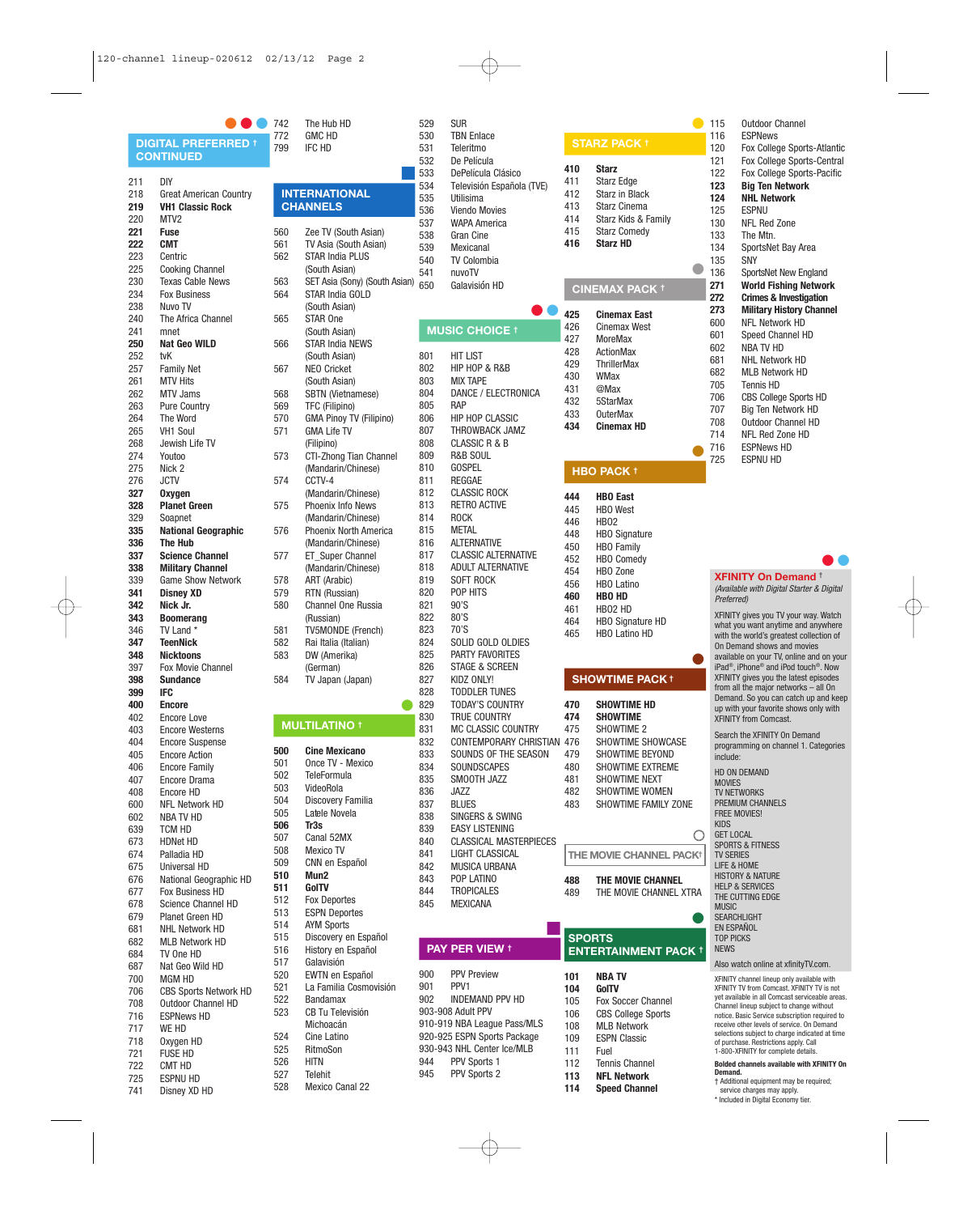## DIGITAL PREFERRED † CONTINUED

211 DIY
218 Great American Country
**219 VH1 Classic Rock**
220 MTV2
**221 Fuse**
**222 CMT**
223 Centric
225 Cooking Channel
230 Texas Cable News
234 Fox Business
238 Nuvo TV
240 The Africa Channel
241 mnet
**250 Nat Geo WILD**
252 tvK
257 Family Net
261 MTV Hits
262 MTV Jams
263 Pure Country
264 The Word
265 VH1 Soul
268 Jewish Life TV
274 Youtoo
275 Nick 2
276 JCTV
**327 Oxygen**
**328 Planet Green**
329 Soapnet
**335 National Geographic**
**336 The Hub**
**337 Science Channel**
**338 Military Channel**
339 Game Show Network
**341 Disney XD**
**342 Nick Jr.**
**343 Boomerang**
346 TV Land *
**347 TeenNick**
**348 Nicktoons**
397 Fox Movie Channel
**398 Sundance**
**399 IFC**
**400 Encore**
402 Encore Love
403 Encore Westerns
404 Encore Suspense
405 Encore Action
406 Encore Family
407 Encore Drama
408 Encore HD
600 NFL Network HD
602 NBA TV HD
639 TCM HD
673 HDNet HD
674 Palladia HD
675 Universal HD
676 National Geographic HD
677 Fox Business HD
678 Science Channel HD
679 Planet Green HD
681 NHL Network HD
682 MLB Network HD
684 TV One HD
687 Nat Geo Wild HD
700 MGM HD
706 CBS Sports Network HD
708 Outdoor Channel HD
716 ESPNews HD
717 WE HD
718 Oxygen HD
721 FUSE HD
722 CMT HD
725 ESPNU HD
741 Disney XD HD
742 The Hub HD
772 GMC HD
799 IFC HD

## INTERNATIONAL CHANNELS

560 Zee TV (South Asian)
561 TV Asia (South Asian)
562 STAR India PLUS (South Asian)
563 SET Asia (Sony) (South Asian)
564 STAR India GOLD (South Asian)
565 STAR One (South Asian)
566 STAR India NEWS (South Asian)
567 NEO Cricket (South Asian)
568 SBTN (Vietnamese)
569 TFC (Filipino)
570 GMA Pinoy TV (Filipino)
571 GMA Life TV (Filipino)
573 CTI-Zhong Tian Channel (Mandarin/Chinese)
574 CCTV-4 (Mandarin/Chinese)
575 Phoenix Info News (Mandarin/Chinese)
576 Phoenix North America (Mandarin/Chinese)
577 ET_Super Channel (Mandarin/Chinese)
578 ART (Arabic)
579 RTN (Russian)
580 Channel One Russia (Russian)
581 TV5MONDE (French)
582 Rai Italia (Italian)
583 DW (Amerika) (German)
584 TV Japan (Japan)

## MULTILATINO †

**500 Cine Mexicano**
501 Once TV - Mexico
502 TeleFormula
503 VideoRola
504 Discovery Familia
505 Latele Novela
**506 Tr3s**
507 Canal 52MX
508 Mexico TV
509 CNN en Español
**510 Mun2**
**511 GolTV**
512 Fox Deportes
513 ESPN Deportes
514 AYM Sports
515 Discovery en Español
516 History en Español
517 Galavisión
520 EWTN en Español
521 La Familia Cosmovisión
522 Bandamax
523 CB Tu Televisión Michoacán
524 Cine Latino
525 RitmoSon
526 HITN
527 Telehit
528 Mexico Canal 22
529 SUR
530 TBN Enlace
531 Teleritmo
532 De Película
533 DePelícula Clásico
534 Televisión Española (TVE)
535 Utilisima
536 Viendo Movies
537 WAPA America
538 Gran Cine
539 Mexicanal
540 TV Colombia
541 nuvoTV
650 Galavisión HD

## MUSIC CHOICE †

801 HIT LIST
802 HIP HOP & R&B
803 MIX TAPE
804 DANCE / ELECTRONICA
805 RAP
806 HIP HOP CLASSIC
807 THROWBACK JAMZ
808 CLASSIC R & B
809 R&B SOUL
810 GOSPEL
811 REGGAE
812 CLASSIC ROCK
813 RETRO ACTIVE
814 ROCK
815 METAL
816 ALTERNATIVE
817 CLASSIC ALTERNATIVE
818 ADULT ALTERNATIVE
819 SOFT ROCK
820 POP HITS
821 90'S
822 80'S
823 70'S
824 SOLID GOLD OLDIES
825 PARTY FAVORITES
826 STAGE & SCREEN
827 KIDZ ONLY!
828 TODDLER TUNES
829 TODAY'S COUNTRY
830 TRUE COUNTRY
831 MC CLASSIC COUNTRY
832 CONTEMPORARY CHRISTIAN
833 SOUNDS OF THE SEASON
834 SOUNDSCAPES
835 SMOOTH JAZZ
836 JAZZ
837 BLUES
838 SINGERS & SWING
839 EASY LISTENING
840 CLASSICAL MASTERPIECES
841 LIGHT CLASSICAL
842 MUSICA URBANA
843 POP LATINO
844 TROPICALES
845 MEXICANA

## PAY PER VIEW †

900 PPV Preview
901 PPV1
902 INDEMAND PPV HD
903-908 Adult PPV
910-919 NBA League Pass/MLS
920-925 ESPN Sports Package
930-943 NHL Center Ice/MLB
944 PPV Sports 1
945 PPV Sports 2

## STARZ PACK †

**410 Starz**
411 Starz Edge
412 Starz in Black
413 Starz Cinema
414 Starz Kids & Family
415 Starz Comedy
**416 Starz HD**

## CINEMAX PACK †

**425 Cinemax East**
426 Cinemax West
427 MoreMax
428 ActionMax
429 ThrillerMax
430 WMax
431 @Max
432 5StarMax
433 OuterMax
**434 Cinemax HD**

## HBO PACK †

**444 HBO East**
445 HBO West
446 HBO2
448 HBO Signature
450 HBO Family
452 HBO Comedy
454 HBO Zone
456 HBO Latino
**460 HBO HD**
461 HBO2 HD
464 HBO Signature HD
465 HBO Latino HD

## SHOWTIME PACK †

**470 SHOWTIME HD**
**474 SHOWTIME**
475 SHOWTIME 2
476 SHOWTIME SHOWCASE
479 SHOWTIME BEYOND
480 SHOWTIME EXTREME
481 SHOWTIME NEXT
482 SHOWTIME WOMEN
483 SHOWTIME FAMILY ZONE

## THE MOVIE CHANNEL PACK †

**488 THE MOVIE CHANNEL**
489 THE MOVIE CHANNEL XTRA

## SPORTS ENTERTAINMENT PACK †

**101 NBA TV**
**104 GolTV**
105 Fox Soccer Channel
106 CBS College Sports
108 MLB Network
109 ESPN Classic
111 Fuel
112 Tennis Channel
**113 NFL Network**
**114 Speed Channel**
115 Outdoor Channel
116 ESPNews
120 Fox College Sports-Atlantic
121 Fox College Sports-Central
122 Fox College Sports-Pacific
**123 Big Ten Network**
**124 NHL Network**
125 ESPNU
130 NFL Red Zone
133 The Mtn.
134 SportsNet Bay Area
135 SNY
136 SportsNet New England
**271 World Fishing Network**
**272 Crimes & Investigation**
**273 Military History Channel**
600 NFL Network HD
601 Speed Channel HD
602 NBA TV HD
681 NHL Network HD
682 MLB Network HD
705 Tennis HD
706 CBS College Sports HD
707 Big Ten Network HD
708 Outdoor Channel HD
714 NFL Red Zone HD
716 ESPNews HD
725 ESPNU HD

## XFINITY On Demand †

*(Available with Digital Starter & Digital Preferred)*

XFINITY gives you TV your way. Watch what you want anytime and anywhere with the world's greatest collection of On Demand shows and movies available on your TV, online and on your iPad®, iPhone® and iPod touch®. Now XFINITY gives you the latest episodes from all the major networks – all On Demand. So you can catch up and keep up with your favorite shows only with XFINITY from Comcast.

Search the XFINITY On Demand programming on channel 1. Categories include:

HD ON DEMAND
MOVIES
TV NETWORKS
PREMIUM CHANNELS
FREE MOVIES!
KIDS
GET LOCAL
SPORTS & FITNESS
TV SERIES
LIFE & HOME
HISTORY & NATURE
HELP & SERVICES
THE CUTTING EDGE
MUSIC
SEARCHLIGHT
EN ESPAÑOL
TOP PICKS
NEWS

Also watch online at xfinityTV.com.

XFINITY channel lineup only available with XFINITY TV from Comcast. XFINITY TV is not yet available in all Comcast serviceable areas. Channel lineup subject to change without notice. Basic Service subscription required to receive other levels of service. On Demand selections subject to charge indicated at time of purchase. Restrictions apply. Call 1-800-XFINITY for complete details.

**Bolded channels available with XFINITY On Demand.**

† Additional equipment may be required; service charges may apply.

\* Included in Digital Economy tier.